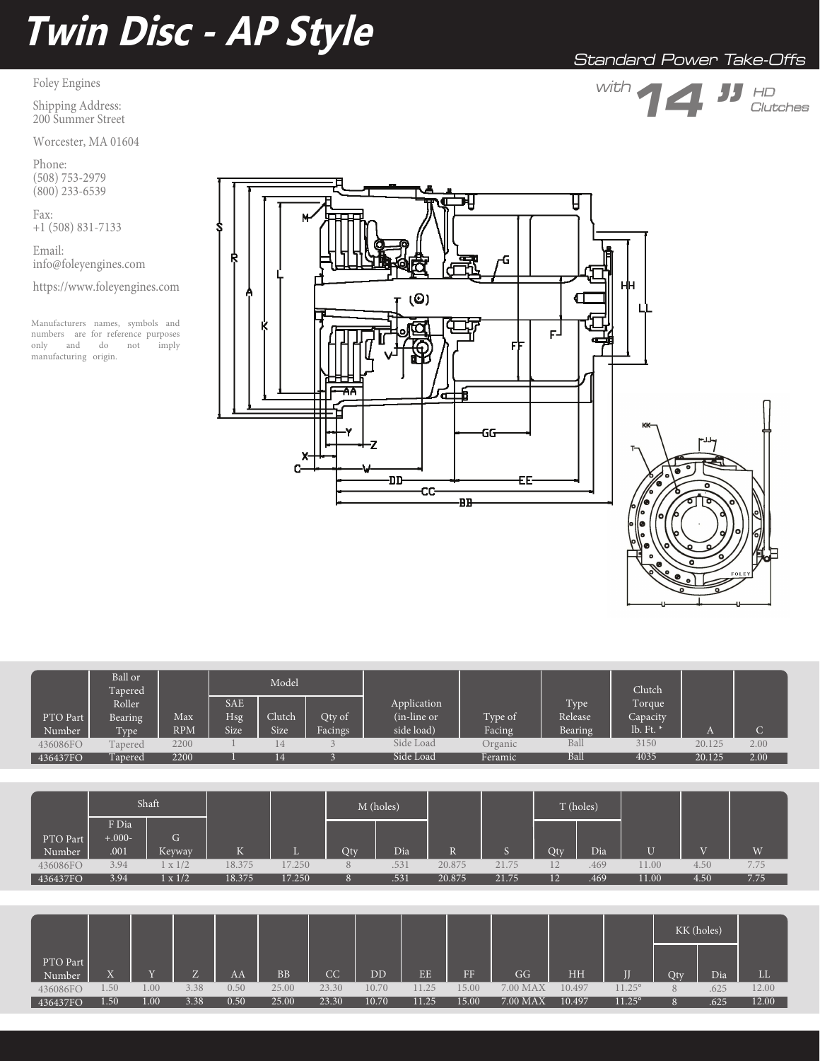# Twin Disc - AP Style

## Standard Power Take-Offs

with **14"** HD Clutches

Foley Engines

Shipping Address:
200 Summer Street

Worcester, MA 01604

Phone:
(508) 753-2979
(800) 233-6539

Fax:
+1 (508) 831-7133

Email:
info@foleyengines.com

https://www.foleyengines.com

Manufacturers names, symbols and numbers are for reference purposes only and do not imply manufacturing origin.

| PTO Part Number | Ball or Tapered Roller Bearing Type | Max RPM | Model SAE Hsg Size | Clutch Size | Qty of Facings | Application (in-line or side load) | Type of Facing | Type Release Bearing | Clutch Torque Capacity lb. Ft. * | A | C |
|---|---|---|---|---|---|---|---|---|---|---|---|
| 436086FO | Tapered | 2200 | 1 | 14 | 3 | Side Load | Organic | Ball | 3150 | 20.125 | 2.00 |
| 436437FO | Tapered | 2200 | 1 | 14 | 3 | Side Load | Feramic | Ball | 4035 | 20.125 | 2.00 |

| PTO Part Number | Shaft F Dia +.000- .001 | G Keyway | K | L | M (holes) Qty | Dia | R | S | T (holes) Qty | Dia | U | V | W |
|---|---|---|---|---|---|---|---|---|---|---|---|---|---|
| 436086FO | 3.94 | 1 x 1/2 | 18.375 | 17.250 | 8 | .531 | 20.875 | 21.75 | 12 | .469 | 11.00 | 4.50 | 7.75 |
| 436437FO | 3.94 | 1 x 1/2 | 18.375 | 17.250 | 8 | .531 | 20.875 | 21.75 | 12 | .469 | 11.00 | 4.50 | 7.75 |

| PTO Part Number | X | Y | Z | AA | BB | CC | DD | EE | FF | GG | HH | JJ | KK (holes) Qty | Dia | LL |
|---|---|---|---|---|---|---|---|---|---|---|---|---|---|---|---|
| 436086FO | 1.50 | 1.00 | 3.38 | 0.50 | 25.00 | 23.30 | 10.70 | 11.25 | 15.00 | 7.00 MAX | 10.497 | 11.25° | 8 | .625 | 12.00 |
| 436437FO | 1.50 | 1.00 | 3.38 | 0.50 | 25.00 | 23.30 | 10.70 | 11.25 | 15.00 | 7.00 MAX | 10.497 | 11.25° | 8 | .625 | 12.00 |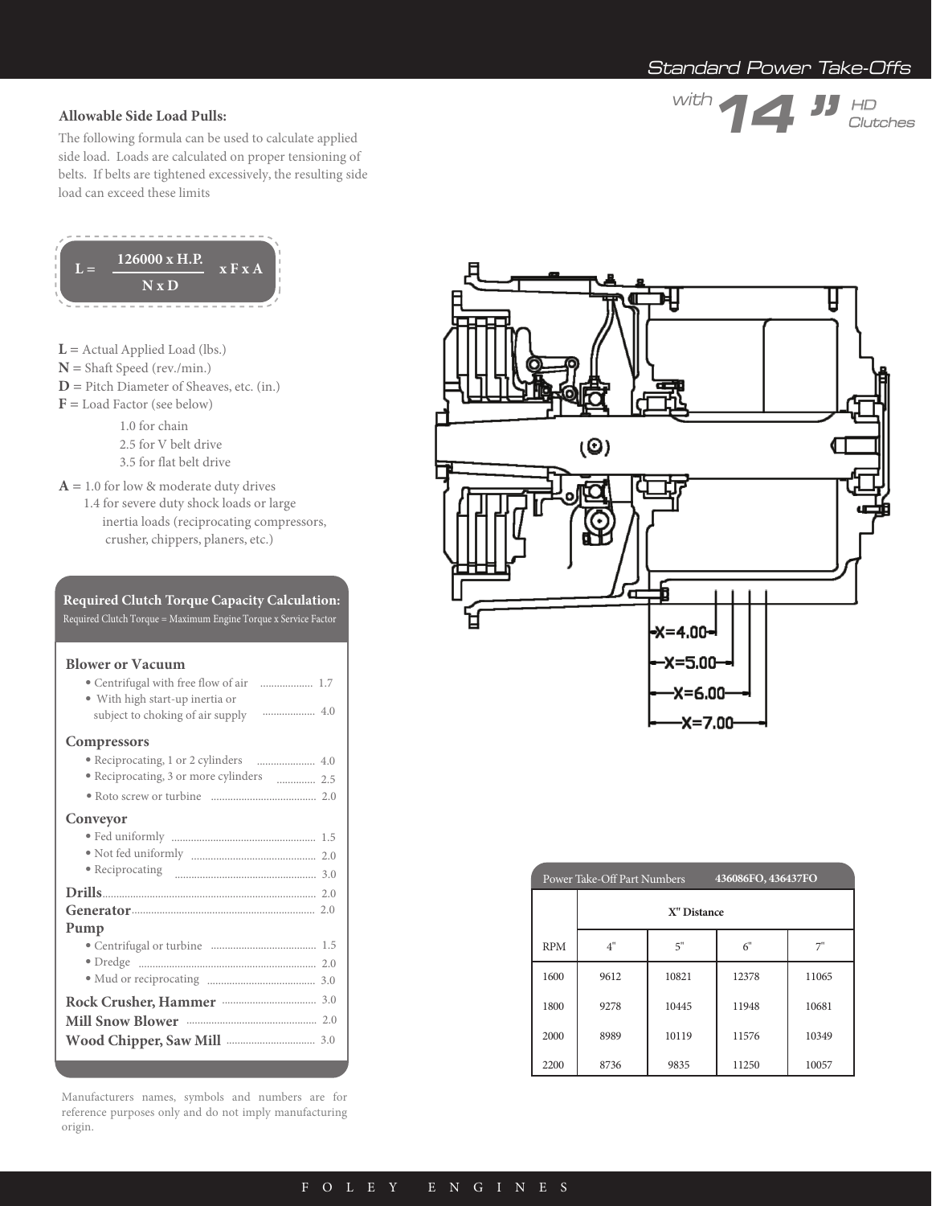## Standard Power Take-Offs with 14" HD Clutches

### Allowable Side Load Pulls:

The following formula can be used to calculate applied side load. Loads are calculated on proper tensioning of belts. If belts are tightened excessively, the resulting side load can exceed these limits

$$L = \frac{126000 \times H.P.}{N \times D} \times F \times A$$

**L** = Actual Applied Load (lbs.)
**N** = Shaft Speed (rev./min.)
**D** = Pitch Diameter of Sheaves, etc. (in.)
**F** = Load Factor (see below)

- 1.0 for chain
- 2.5 for V belt drive
- 3.5 for flat belt drive

**A** = 1.0 for low & moderate duty drives
1.4 for severe duty shock loads or large inertia loads (reciprocating compressors, crusher, chippers, planers, etc.)

X=4.00
X=5.00
X=6.00
X=7.00

### Required Clutch Torque Capacity Calculation:

Required Clutch Torque = Maximum Engine Torque x Service Factor

**Blower or Vacuum**
- Centrifugal with free flow of air ................... 1.7
- With high start-up inertia or subject to choking of air supply ................... 4.0

**Compressors**
- Reciprocating, 1 or 2 cylinders ..................... 4.0
- Reciprocating, 3 or more cylinders ............. 2.5
- Roto screw or turbine ...................................... 2.0

**Conveyor**
- Fed uniformly .................................................... 1.5
- Not fed uniformly ............................................. 2.0
- Reciprocating ................................................... 3.0

**Drills** ........................................................................... 2.0
**Generator** ................................................................. 2.0
**Pump**
- Centrifugal or turbine ...................................... 1.5
- Dredge ................................................................ 2.0
- Mud or reciprocating ....................................... 3.0

**Rock Crusher, Hammer** .................................. 3.0
**Mill Snow Blower** ............................................... 2.0
**Wood Chipper, Saw Mill** ................................ 3.0

Manufacturers names, symbols and numbers are for reference purposes only and do not imply manufacturing origin.

| Power Take-Off Part Numbers | 436086FO, 436437FO | | | |
|---|---|---|---|---|
| | X" Distance | | | |
| RPM | 4" | 5" | 6" | 7" |
| 1600 | 9612 | 10821 | 12378 | 11065 |
| 1800 | 9278 | 10445 | 11948 | 10681 |
| 2000 | 8989 | 10119 | 11576 | 10349 |
| 2200 | 8736 | 9835 | 11250 | 10057 |